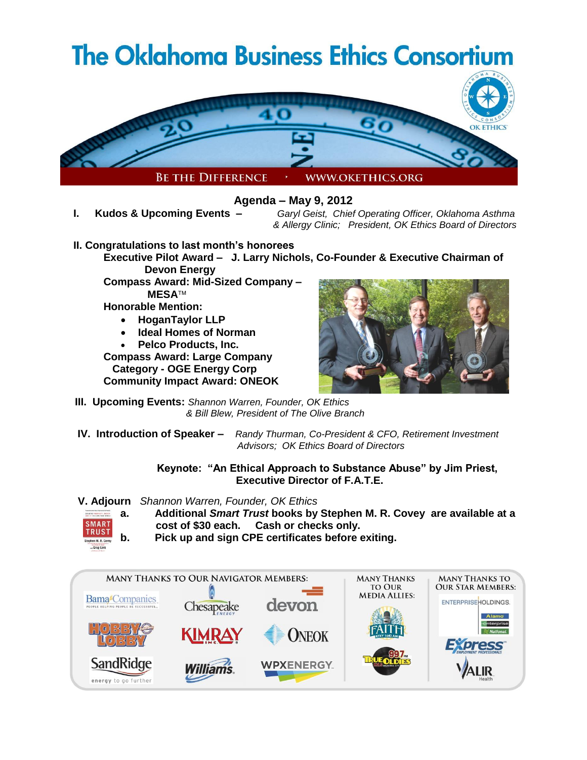# The Oklahoma Business Ethics Consortium

BE THE DIFFERENCE • WWW.OKETHICS.ORG

## Agenda – May 9, 2012

**I. Kudos & Upcoming Events –** *Garyl Geist, Chief Operating Officer, Oklahoma Asthma & Allergy Clinic; President, OK Ethics Board of Directors*

**II. Congratulations to last month's honorees**

**Executive Pilot Award – J. Larry Nichols, Co-Founder & Executive Chairman of Devon Energy**

**Compass Award: Mid-Sized Company – MESA™**

**Honorable Mention:**

- **HoganTaylor LLP**
- **Ideal Homes of Norman**
- **Pelco Products, Inc.**

**Compass Award: Large Company Category - OGE Energy Corp**

**Community Impact Award: ONEOK**

**III. Upcoming Events:** *Shannon Warren, Founder, OK Ethics & Bill Blew, President of The Olive Branch*

**IV. Introduction of Speaker –** *Randy Thurman, Co-President & CFO, Retirement Investment Advisors; OK Ethics Board of Directors*

**Keynote: "An Ethical Approach to Substance Abuse" by Jim Priest, Executive Director of F.A.T.E.**

**V. Adjourn** *Shannon Warren, Founder, OK Ethics*

**a. Additional *Smart Trust* books by Stephen M. R. Covey are available at a cost of $30 each. Cash or checks only.**

**b. Pick up and sign CPE certificates before exiting.**

MANY THANKS TO OUR NAVIGATOR MEMBERS: Bama Companies, Chesapeake Energy, Devon, Hobby Lobby, Kimray Inc., ONEOK, SandRidge, Williams, WPX Energy

MANY THANKS TO OUR MEDIA ALLIES: Faith KFXY 1640 AM, True Oldies 99.7 FM

MANY THANKS TO OUR STAR MEMBERS: Enterprise Holdings (Alamo, Enterprise, National), Express Employment Professionals, Valir Health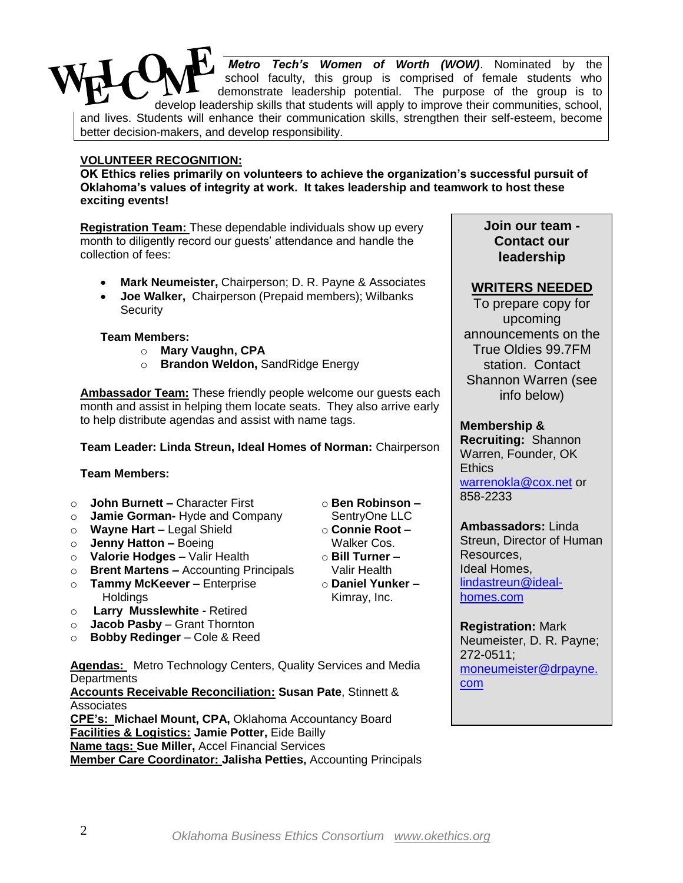**WELCOME** ***Metro Tech's Women of Worth (WOW)***. Nominated by the school faculty, this group is comprised of female students who demonstrate leadership potential. The purpose of the group is to develop leadership skills that students will apply to improve their communities, school, and lives. Students will enhance their communication skills, strengthen their self-esteem, become better decision-makers, and develop responsibility.

## VOLUNTEER RECOGNITION:

**OK Ethics relies primarily on volunteers to achieve the organization's successful pursuit of Oklahoma's values of integrity at work. It takes leadership and teamwork to host these exciting events!**

**Registration Team:** These dependable individuals show up every month to diligently record our guests' attendance and handle the collection of fees:

- **Mark Neumeister,** Chairperson; D. R. Payne & Associates
- **Joe Walker,** Chairperson (Prepaid members); Wilbanks Security

**Team Members:**

- **Mary Vaughn, CPA**
- **Brandon Weldon,** SandRidge Energy

**Ambassador Team:** These friendly people welcome our guests each month and assist in helping them locate seats. They also arrive early to help distribute agendas and assist with name tags.

**Team Leader: Linda Streun, Ideal Homes of Norman:** Chairperson

**Team Members:**

- **John Burnett –** Character First
- **Jamie Gorman-** Hyde and Company
- **Wayne Hart –** Legal Shield
- **Jenny Hatton –** Boeing
- **Valorie Hodges –** Valir Health
- **Brent Martens –** Accounting Principals
- **Tammy McKeever –** Enterprise Holdings
- **Larry Musslewhite -** Retired
- **Jacob Pasby** – Grant Thornton
- **Bobby Redinger** – Cole & Reed
- **Ben Robinson –** SentryOne LLC
- **Connie Root –** Walker Cos.
- **Bill Turner –** Valir Health
- **Daniel Yunker –** Kimray, Inc.

**Agendas:** Metro Technology Centers, Quality Services and Media Departments
**Accounts Receivable Reconciliation:** **Susan Pate**, Stinnett & Associates
**CPE's:** **Michael Mount, CPA,** Oklahoma Accountancy Board
**Facilities & Logistics:** **Jamie Potter,** Eide Bailly
**Name tags:** **Sue Miller,** Accel Financial Services
**Member Care Coordinator:** **Jalisha Petties,** Accounting Principals

**Join our team - Contact our leadership**

**WRITERS NEEDED**
To prepare copy for upcoming announcements on the True Oldies 99.7FM station. Contact Shannon Warren (see info below)

**Membership & Recruiting:** Shannon Warren, Founder, OK Ethics
warrenokla@cox.net or 858-2233

**Ambassadors:** Linda Streun, Director of Human Resources, Ideal Homes, lindastreun@ideal-homes.com

**Registration:** Mark Neumeister, D. R. Payne; 272-0511; moneumeister@drpayne.com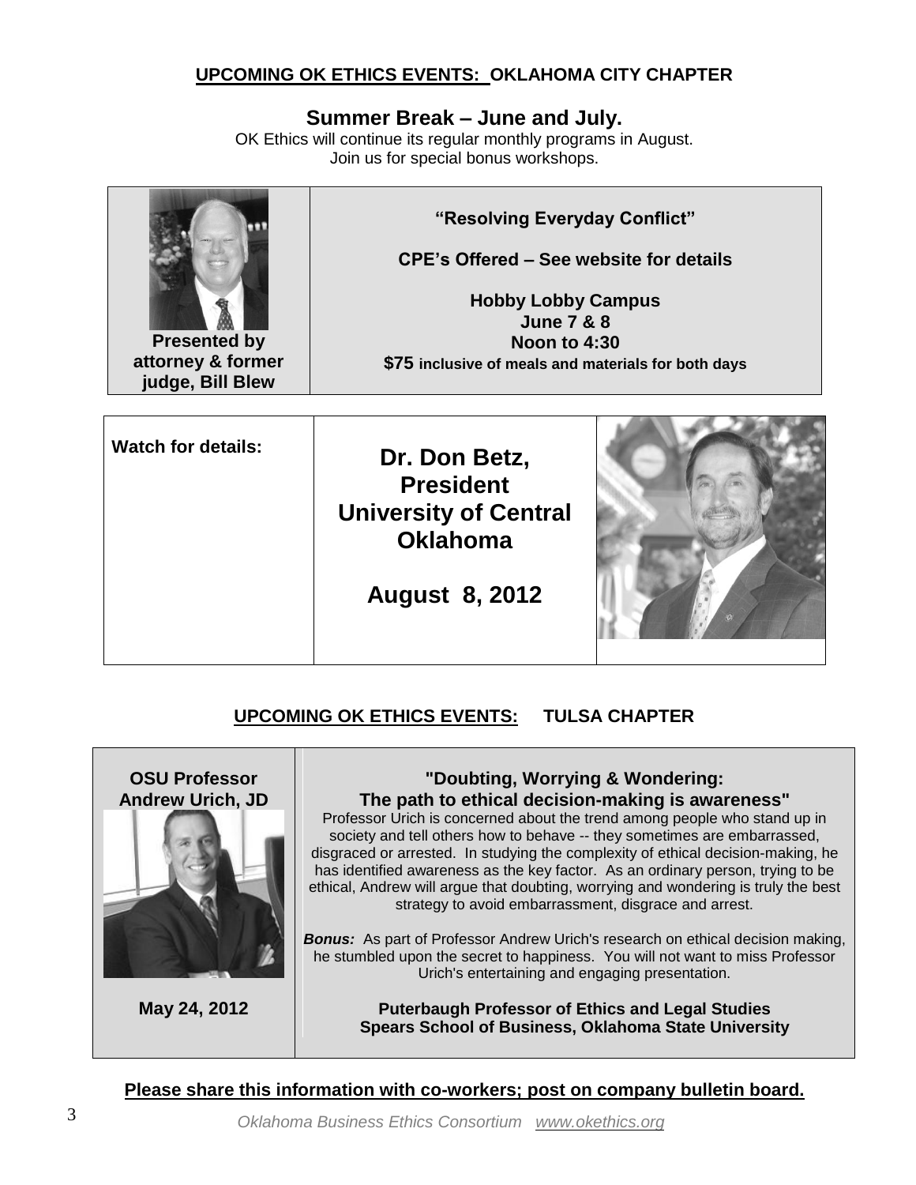## UPCOMING OK ETHICS EVENTS: OKLAHOMA CITY CHAPTER

### Summer Break – June and July.

OK Ethics will continue its regular monthly programs in August.
Join us for special bonus workshops.

**Presented by attorney & former judge, Bill Blew**

**"Resolving Everyday Conflict"**

**CPE's Offered – See website for details**

**Hobby Lobby Campus**
**June 7 & 8**
**Noon to 4:30**
**$75 inclusive of meals and materials for both days**

**Watch for details:**

**Dr. Don Betz,**
**President**
**University of Central Oklahoma**

**August 8, 2012**

## UPCOMING OK ETHICS EVENTS: TULSA CHAPTER

**OSU Professor Andrew Urich, JD**

**May 24, 2012**

**"Doubting, Worrying & Wondering:**
**The path to ethical decision-making is awareness"**

Professor Urich is concerned about the trend among people who stand up in society and tell others how to behave -- they sometimes are embarrassed, disgraced or arrested. In studying the complexity of ethical decision-making, he has identified awareness as the key factor. As an ordinary person, trying to be ethical, Andrew will argue that doubting, worrying and wondering is truly the best strategy to avoid embarrassment, disgrace and arrest.

***Bonus:*** As part of Professor Andrew Urich's research on ethical decision making, he stumbled upon the secret to happiness. You will not want to miss Professor Urich's entertaining and engaging presentation.

**Puterbaugh Professor of Ethics and Legal Studies**
**Spears School of Business, Oklahoma State University**

**Please share this information with co-workers; post on company bulletin board.**

*Oklahoma Business Ethics Consortium www.okethics.org*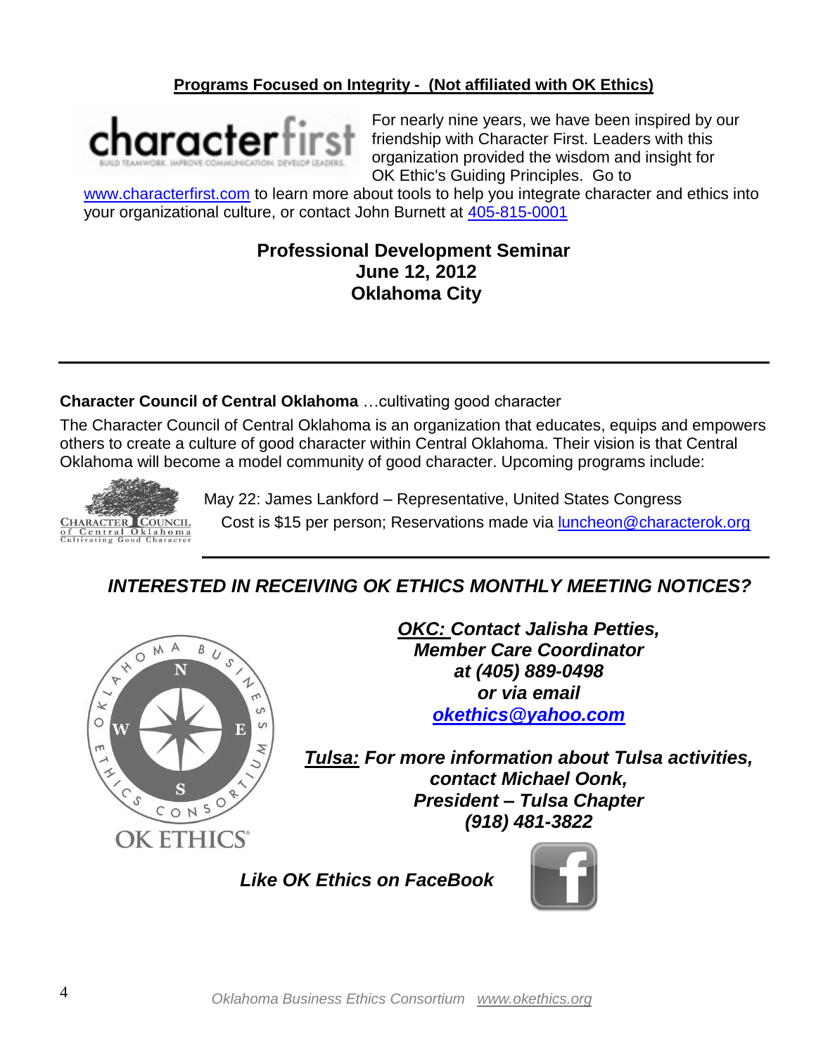## Programs Focused on Integrity - (Not affiliated with OK Ethics)

For nearly nine years, we have been inspired by our friendship with Character First. Leaders with this organization provided the wisdom and insight for OK Ethic's Guiding Principles. Go to www.characterfirst.com to learn more about tools to help you integrate character and ethics into your organizational culture, or contact John Burnett at 405-815-0001

**Professional Development Seminar**
**June 12, 2012**
**Oklahoma City**

---

**Character Council of Central Oklahoma** …cultivating good character

The Character Council of Central Oklahoma is an organization that educates, equips and empowers others to create a culture of good character within Central Oklahoma. Their vision is that Central Oklahoma will become a model community of good character. Upcoming programs include:

May 22: James Lankford – Representative, United States Congress
Cost is $15 per person; Reservations made via luncheon@characterok.org

---

## *INTERESTED IN RECEIVING OK ETHICS MONTHLY MEETING NOTICES?*

***OKC:* Contact Jalisha Petties, Member Care Coordinator at (405) 889-0498 or via email *okethics@yahoo.com***

***Tulsa:* For more information about Tulsa activities, contact Michael Oonk, President – Tulsa Chapter (918) 481-3822**

***Like OK Ethics on FaceBook***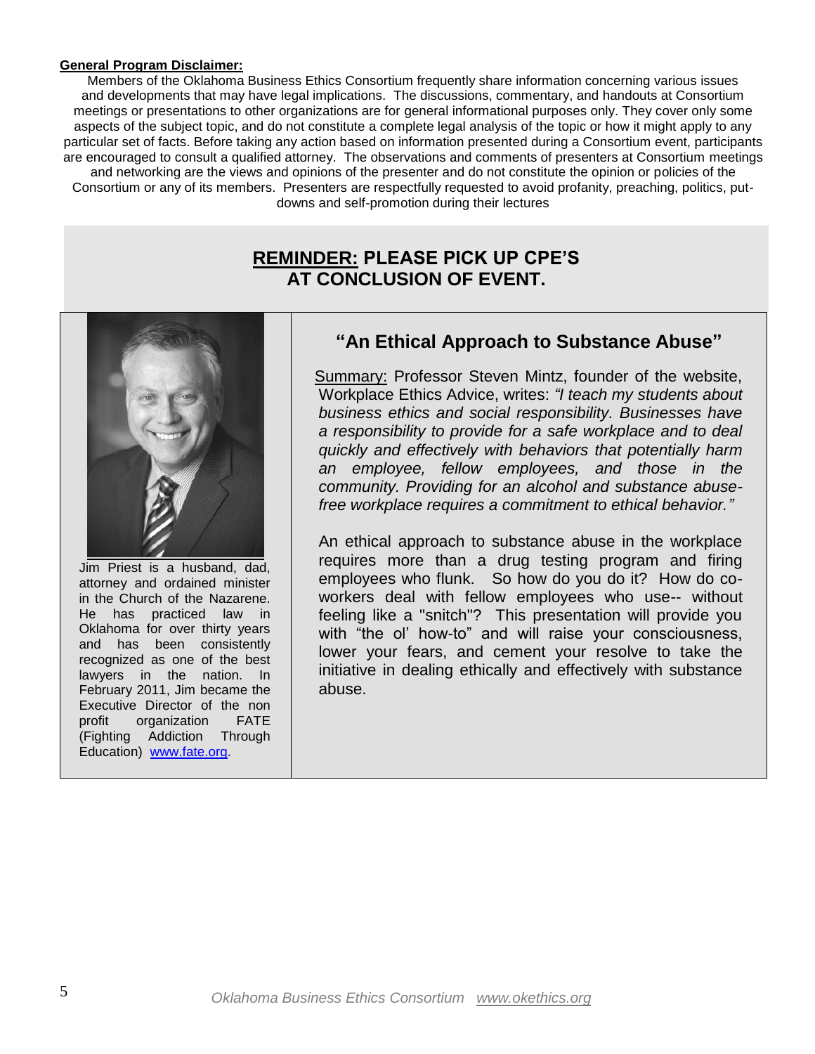**General Program Disclaimer:**

Members of the Oklahoma Business Ethics Consortium frequently share information concerning various issues and developments that may have legal implications. The discussions, commentary, and handouts at Consortium meetings or presentations to other organizations are for general informational purposes only. They cover only some aspects of the subject topic, and do not constitute a complete legal analysis of the topic or how it might apply to any particular set of facts. Before taking any action based on information presented during a Consortium event, participants are encouraged to consult a qualified attorney. The observations and comments of presenters at Consortium meetings and networking are the views and opinions of the presenter and do not constitute the opinion or policies of the Consortium or any of its members. Presenters are respectfully requested to avoid profanity, preaching, politics, put-downs and self-promotion during their lectures

## **REMINDER:** PLEASE PICK UP CPE'S AT CONCLUSION OF EVENT.

Jim Priest is a husband, dad, attorney and ordained minister in the Church of the Nazarene. He has practiced law in Oklahoma for over thirty years and has been consistently recognized as one of the best lawyers in the nation. In February 2011, Jim became the Executive Director of the non profit organization FATE (Fighting Addiction Through Education) www.fate.org.

## "An Ethical Approach to Substance Abuse"

Summary: Professor Steven Mintz, founder of the website, Workplace Ethics Advice, writes: *"I teach my students about business ethics and social responsibility. Businesses have a responsibility to provide for a safe workplace and to deal quickly and effectively with behaviors that potentially harm an employee, fellow employees, and those in the community. Providing for an alcohol and substance abuse-free workplace requires a commitment to ethical behavior."*

An ethical approach to substance abuse in the workplace requires more than a drug testing program and firing employees who flunk. So how do you do it? How do co-workers deal with fellow employees who use-- without feeling like a "snitch"? This presentation will provide you with "the ol' how-to" and will raise your consciousness, lower your fears, and cement your resolve to take the initiative in dealing ethically and effectively with substance abuse.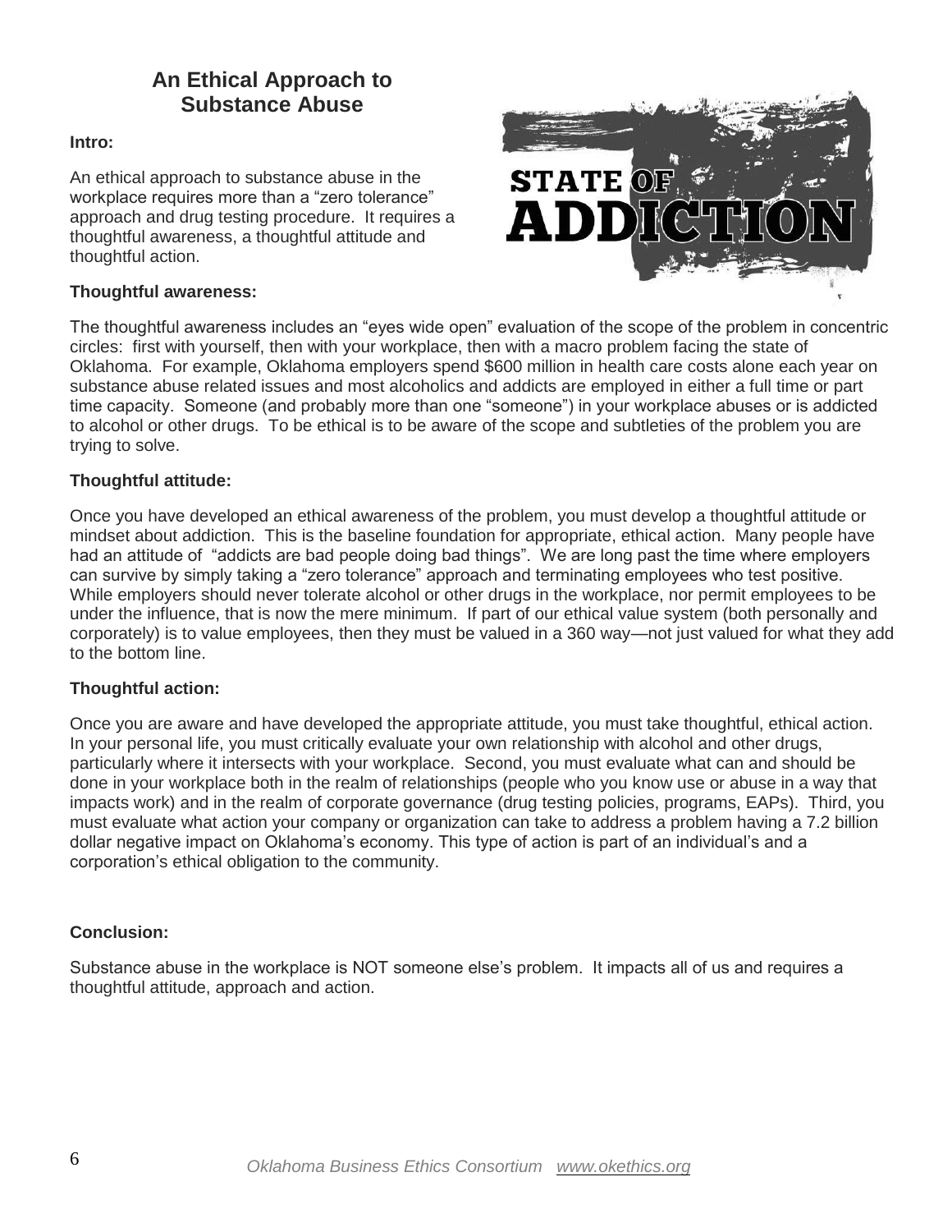# An Ethical Approach to Substance Abuse

**Intro:**

An ethical approach to substance abuse in the workplace requires more than a “zero tolerance” approach and drug testing procedure. It requires a thoughtful awareness, a thoughtful attitude and thoughtful action.

**Thoughtful awareness:**

The thoughtful awareness includes an “eyes wide open” evaluation of the scope of the problem in concentric circles: first with yourself, then with your workplace, then with a macro problem facing the state of Oklahoma. For example, Oklahoma employers spend $600 million in health care costs alone each year on substance abuse related issues and most alcoholics and addicts are employed in either a full time or part time capacity. Someone (and probably more than one “someone”) in your workplace abuses or is addicted to alcohol or other drugs. To be ethical is to be aware of the scope and subtleties of the problem you are trying to solve.

**Thoughtful attitude:**

Once you have developed an ethical awareness of the problem, you must develop a thoughtful attitude or mindset about addiction. This is the baseline foundation for appropriate, ethical action. Many people have had an attitude of “addicts are bad people doing bad things”. We are long past the time where employers can survive by simply taking a “zero tolerance” approach and terminating employees who test positive. While employers should never tolerate alcohol or other drugs in the workplace, nor permit employees to be under the influence, that is now the mere minimum. If part of our ethical value system (both personally and corporately) is to value employees, then they must be valued in a 360 way—not just valued for what they add to the bottom line.

**Thoughtful action:**

Once you are aware and have developed the appropriate attitude, you must take thoughtful, ethical action. In your personal life, you must critically evaluate your own relationship with alcohol and other drugs, particularly where it intersects with your workplace. Second, you must evaluate what can and should be done in your workplace both in the realm of relationships (people who you know use or abuse in a way that impacts work) and in the realm of corporate governance (drug testing policies, programs, EAPs). Third, you must evaluate what action your company or organization can take to address a problem having a 7.2 billion dollar negative impact on Oklahoma’s economy. This type of action is part of an individual’s and a corporation’s ethical obligation to the community.

**Conclusion:**

Substance abuse in the workplace is NOT someone else’s problem. It impacts all of us and requires a thoughtful attitude, approach and action.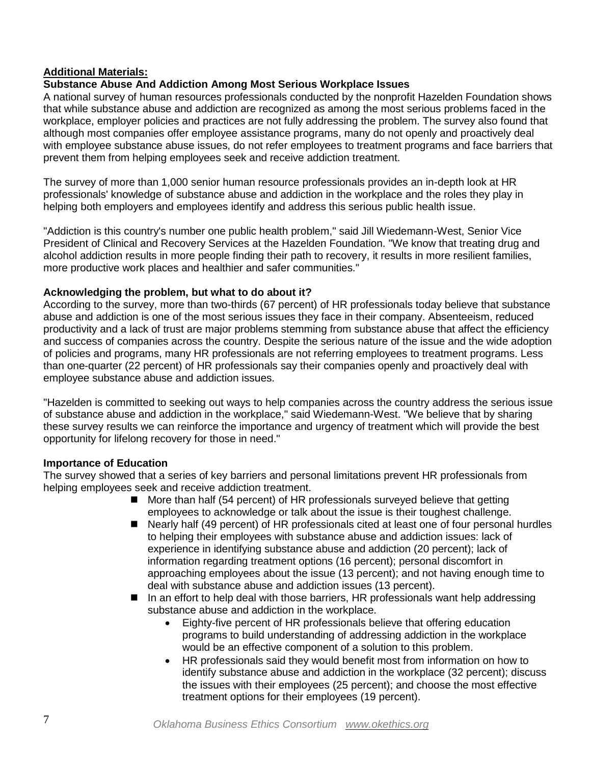**Additional Materials:**

**Substance Abuse And Addiction Among Most Serious Workplace Issues**

A national survey of human resources professionals conducted by the nonprofit Hazelden Foundation shows that while substance abuse and addiction are recognized as among the most serious problems faced in the workplace, employer policies and practices are not fully addressing the problem. The survey also found that although most companies offer employee assistance programs, many do not openly and proactively deal with employee substance abuse issues, do not refer employees to treatment programs and face barriers that prevent them from helping employees seek and receive addiction treatment.

The survey of more than 1,000 senior human resource professionals provides an in-depth look at HR professionals' knowledge of substance abuse and addiction in the workplace and the roles they play in helping both employers and employees identify and address this serious public health issue.

"Addiction is this country's number one public health problem," said Jill Wiedemann-West, Senior Vice President of Clinical and Recovery Services at the Hazelden Foundation. "We know that treating drug and alcohol addiction results in more people finding their path to recovery, it results in more resilient families, more productive work places and healthier and safer communities."

**Acknowledging the problem, but what to do about it?**

According to the survey, more than two-thirds (67 percent) of HR professionals today believe that substance abuse and addiction is one of the most serious issues they face in their company. Absenteeism, reduced productivity and a lack of trust are major problems stemming from substance abuse that affect the efficiency and success of companies across the country. Despite the serious nature of the issue and the wide adoption of policies and programs, many HR professionals are not referring employees to treatment programs. Less than one-quarter (22 percent) of HR professionals say their companies openly and proactively deal with employee substance abuse and addiction issues.

"Hazelden is committed to seeking out ways to help companies across the country address the serious issue of substance abuse and addiction in the workplace," said Wiedemann-West. "We believe that by sharing these survey results we can reinforce the importance and urgency of treatment which will provide the best opportunity for lifelong recovery for those in need."

**Importance of Education**

The survey showed that a series of key barriers and personal limitations prevent HR professionals from helping employees seek and receive addiction treatment.

- More than half (54 percent) of HR professionals surveyed believe that getting employees to acknowledge or talk about the issue is their toughest challenge.
- Nearly half (49 percent) of HR professionals cited at least one of four personal hurdles to helping their employees with substance abuse and addiction issues: lack of experience in identifying substance abuse and addiction (20 percent); lack of information regarding treatment options (16 percent); personal discomfort in approaching employees about the issue (13 percent); and not having enough time to deal with substance abuse and addiction issues (13 percent).
- In an effort to help deal with those barriers, HR professionals want help addressing substance abuse and addiction in the workplace.
    - Eighty-five percent of HR professionals believe that offering education programs to build understanding of addressing addiction in the workplace would be an effective component of a solution to this problem.
    - HR professionals said they would benefit most from information on how to identify substance abuse and addiction in the workplace (32 percent); discuss the issues with their employees (25 percent); and choose the most effective treatment options for their employees (19 percent).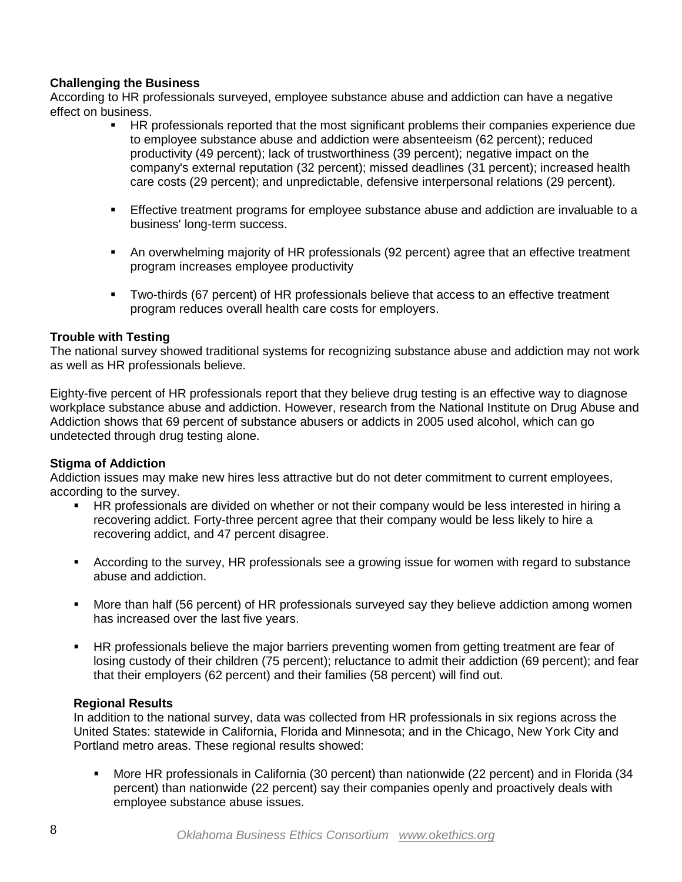**Challenging the Business**

According to HR professionals surveyed, employee substance abuse and addiction can have a negative effect on business.

- HR professionals reported that the most significant problems their companies experience due to employee substance abuse and addiction were absenteeism (62 percent); reduced productivity (49 percent); lack of trustworthiness (39 percent); negative impact on the company's external reputation (32 percent); missed deadlines (31 percent); increased health care costs (29 percent); and unpredictable, defensive interpersonal relations (29 percent).
- Effective treatment programs for employee substance abuse and addiction are invaluable to a business' long-term success.
- An overwhelming majority of HR professionals (92 percent) agree that an effective treatment program increases employee productivity
- Two-thirds (67 percent) of HR professionals believe that access to an effective treatment program reduces overall health care costs for employers.

**Trouble with Testing**

The national survey showed traditional systems for recognizing substance abuse and addiction may not work as well as HR professionals believe.

Eighty-five percent of HR professionals report that they believe drug testing is an effective way to diagnose workplace substance abuse and addiction. However, research from the National Institute on Drug Abuse and Addiction shows that 69 percent of substance abusers or addicts in 2005 used alcohol, which can go undetected through drug testing alone.

**Stigma of Addiction**

Addiction issues may make new hires less attractive but do not deter commitment to current employees, according to the survey.

- HR professionals are divided on whether or not their company would be less interested in hiring a recovering addict. Forty-three percent agree that their company would be less likely to hire a recovering addict, and 47 percent disagree.
- According to the survey, HR professionals see a growing issue for women with regard to substance abuse and addiction.
- More than half (56 percent) of HR professionals surveyed say they believe addiction among women has increased over the last five years.
- HR professionals believe the major barriers preventing women from getting treatment are fear of losing custody of their children (75 percent); reluctance to admit their addiction (69 percent); and fear that their employers (62 percent) and their families (58 percent) will find out.

**Regional Results**

In addition to the national survey, data was collected from HR professionals in six regions across the United States: statewide in California, Florida and Minnesota; and in the Chicago, New York City and Portland metro areas. These regional results showed:

- More HR professionals in California (30 percent) than nationwide (22 percent) and in Florida (34 percent) than nationwide (22 percent) say their companies openly and proactively deals with employee substance abuse issues.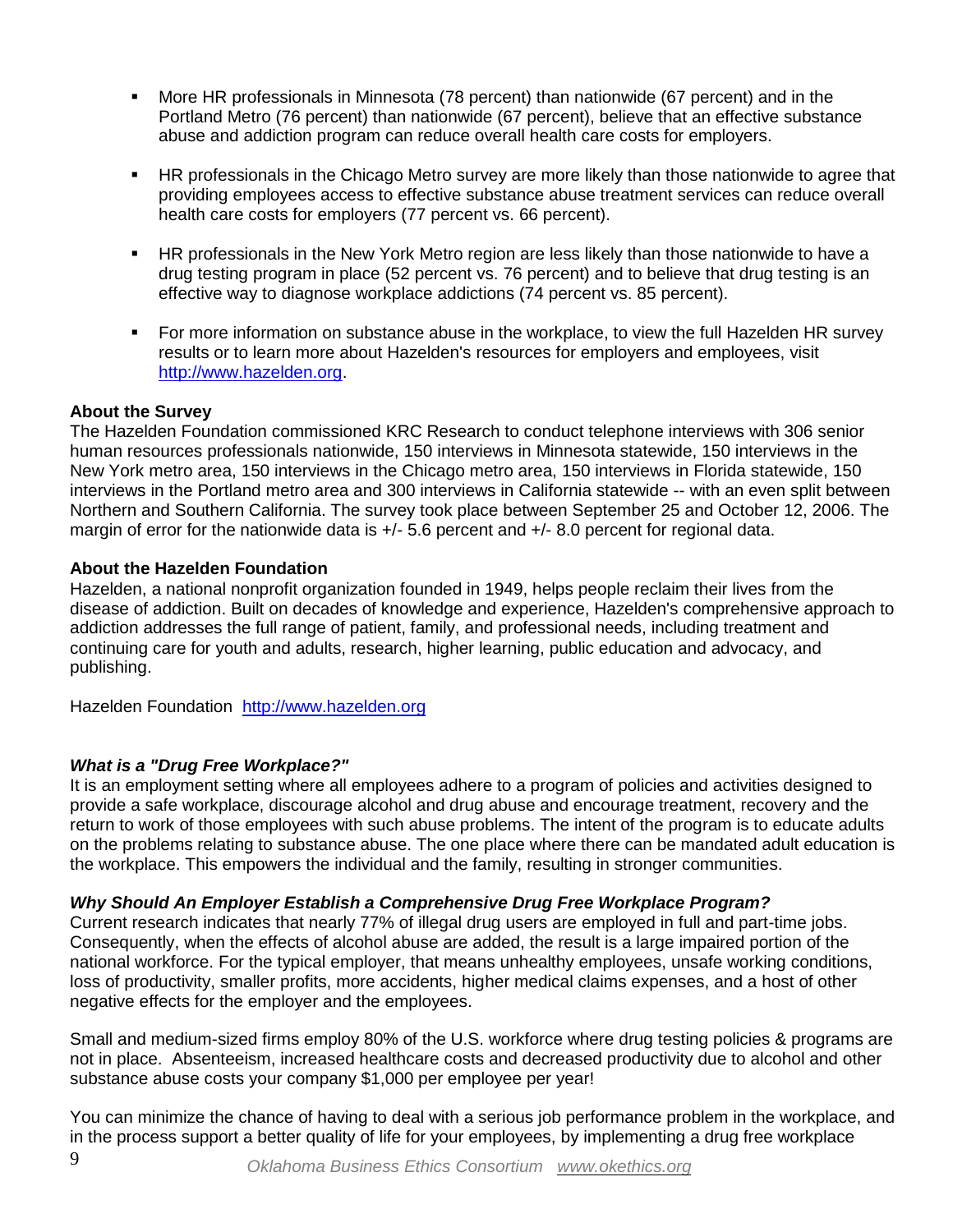- More HR professionals in Minnesota (78 percent) than nationwide (67 percent) and in the Portland Metro (76 percent) than nationwide (67 percent), believe that an effective substance abuse and addiction program can reduce overall health care costs for employers.
- HR professionals in the Chicago Metro survey are more likely than those nationwide to agree that providing employees access to effective substance abuse treatment services can reduce overall health care costs for employers (77 percent vs. 66 percent).
- HR professionals in the New York Metro region are less likely than those nationwide to have a drug testing program in place (52 percent vs. 76 percent) and to believe that drug testing is an effective way to diagnose workplace addictions (74 percent vs. 85 percent).
- For more information on substance abuse in the workplace, to view the full Hazelden HR survey results or to learn more about Hazelden's resources for employers and employees, visit [http://www.hazelden.org](http://www.hazelden.org).

**About the Survey**

The Hazelden Foundation commissioned KRC Research to conduct telephone interviews with 306 senior human resources professionals nationwide, 150 interviews in Minnesota statewide, 150 interviews in the New York metro area, 150 interviews in the Chicago metro area, 150 interviews in Florida statewide, 150 interviews in the Portland metro area and 300 interviews in California statewide -- with an even split between Northern and Southern California. The survey took place between September 25 and October 12, 2006. The margin of error for the nationwide data is +/- 5.6 percent and +/- 8.0 percent for regional data.

**About the Hazelden Foundation**

Hazelden, a national nonprofit organization founded in 1949, helps people reclaim their lives from the disease of addiction. Built on decades of knowledge and experience, Hazelden's comprehensive approach to addiction addresses the full range of patient, family, and professional needs, including treatment and continuing care for youth and adults, research, higher learning, public education and advocacy, and publishing.

Hazelden Foundation [http://www.hazelden.org](http://www.hazelden.org)

***What is a "Drug Free Workplace?"***

It is an employment setting where all employees adhere to a program of policies and activities designed to provide a safe workplace, discourage alcohol and drug abuse and encourage treatment, recovery and the return to work of those employees with such abuse problems. The intent of the program is to educate adults on the problems relating to substance abuse. The one place where there can be mandated adult education is the workplace. This empowers the individual and the family, resulting in stronger communities.

***Why Should An Employer Establish a Comprehensive Drug Free Workplace Program?***

Current research indicates that nearly 77% of illegal drug users are employed in full and part-time jobs. Consequently, when the effects of alcohol abuse are added, the result is a large impaired portion of the national workforce. For the typical employer, that means unhealthy employees, unsafe working conditions, loss of productivity, smaller profits, more accidents, higher medical claims expenses, and a host of other negative effects for the employer and the employees.

Small and medium-sized firms employ 80% of the U.S. workforce where drug testing policies & programs are not in place. Absenteeism, increased healthcare costs and decreased productivity due to alcohol and other substance abuse costs your company $1,000 per employee per year!

You can minimize the chance of having to deal with a serious job performance problem in the workplace, and in the process support a better quality of life for your employees, by implementing a drug free workplace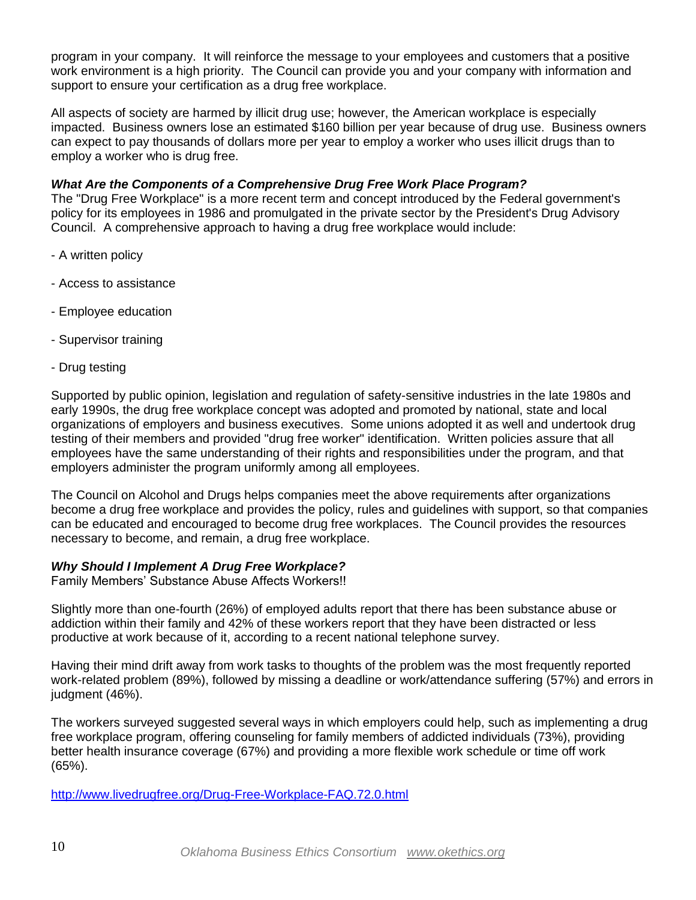program in your company. It will reinforce the message to your employees and customers that a positive work environment is a high priority. The Council can provide you and your company with information and support to ensure your certification as a drug free workplace.

All aspects of society are harmed by illicit drug use; however, the American workplace is especially impacted. Business owners lose an estimated $160 billion per year because of drug use. Business owners can expect to pay thousands of dollars more per year to employ a worker who uses illicit drugs than to employ a worker who is drug free.

***What Are the Components of a Comprehensive Drug Free Work Place Program?***

The "Drug Free Workplace" is a more recent term and concept introduced by the Federal government's policy for its employees in 1986 and promulgated in the private sector by the President's Drug Advisory Council. A comprehensive approach to having a drug free workplace would include:

- A written policy
- Access to assistance
- Employee education
- Supervisor training
- Drug testing

Supported by public opinion, legislation and regulation of safety-sensitive industries in the late 1980s and early 1990s, the drug free workplace concept was adopted and promoted by national, state and local organizations of employers and business executives. Some unions adopted it as well and undertook drug testing of their members and provided "drug free worker" identification. Written policies assure that all employees have the same understanding of their rights and responsibilities under the program, and that employers administer the program uniformly among all employees.

The Council on Alcohol and Drugs helps companies meet the above requirements after organizations become a drug free workplace and provides the policy, rules and guidelines with support, so that companies can be educated and encouraged to become drug free workplaces. The Council provides the resources necessary to become, and remain, a drug free workplace.

***Why Should I Implement A Drug Free Workplace?***

Family Members' Substance Abuse Affects Workers!!

Slightly more than one-fourth (26%) of employed adults report that there has been substance abuse or addiction within their family and 42% of these workers report that they have been distracted or less productive at work because of it, according to a recent national telephone survey.

Having their mind drift away from work tasks to thoughts of the problem was the most frequently reported work-related problem (89%), followed by missing a deadline or work/attendance suffering (57%) and errors in judgment (46%).

The workers surveyed suggested several ways in which employers could help, such as implementing a drug free workplace program, offering counseling for family members of addicted individuals (73%), providing better health insurance coverage (67%) and providing a more flexible work schedule or time off work (65%).

http://www.livedrugfree.org/Drug-Free-Workplace-FAQ.72.0.html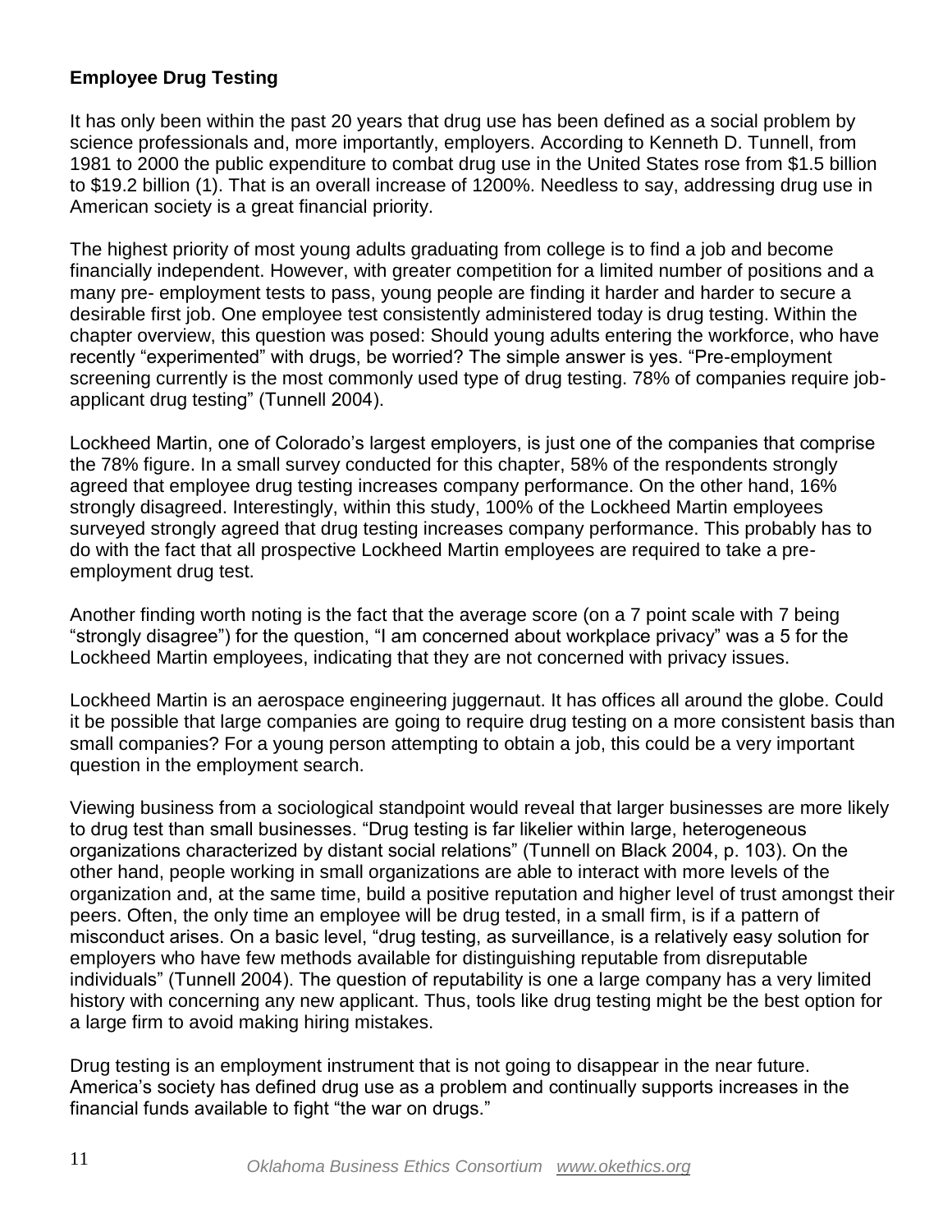**Employee Drug Testing**

It has only been within the past 20 years that drug use has been defined as a social problem by science professionals and, more importantly, employers. According to Kenneth D. Tunnell, from 1981 to 2000 the public expenditure to combat drug use in the United States rose from $1.5 billion to $19.2 billion (1). That is an overall increase of 1200%. Needless to say, addressing drug use in American society is a great financial priority.

The highest priority of most young adults graduating from college is to find a job and become financially independent. However, with greater competition for a limited number of positions and a many pre- employment tests to pass, young people are finding it harder and harder to secure a desirable first job. One employee test consistently administered today is drug testing. Within the chapter overview, this question was posed: Should young adults entering the workforce, who have recently "experimented" with drugs, be worried? The simple answer is yes. "Pre-employment screening currently is the most commonly used type of drug testing. 78% of companies require job-applicant drug testing" (Tunnell 2004).

Lockheed Martin, one of Colorado's largest employers, is just one of the companies that comprise the 78% figure. In a small survey conducted for this chapter, 58% of the respondents strongly agreed that employee drug testing increases company performance. On the other hand, 16% strongly disagreed. Interestingly, within this study, 100% of the Lockheed Martin employees surveyed strongly agreed that drug testing increases company performance. This probably has to do with the fact that all prospective Lockheed Martin employees are required to take a pre-employment drug test.

Another finding worth noting is the fact that the average score (on a 7 point scale with 7 being "strongly disagree") for the question, "I am concerned about workplace privacy" was a 5 for the Lockheed Martin employees, indicating that they are not concerned with privacy issues.

Lockheed Martin is an aerospace engineering juggernaut. It has offices all around the globe. Could it be possible that large companies are going to require drug testing on a more consistent basis than small companies? For a young person attempting to obtain a job, this could be a very important question in the employment search.

Viewing business from a sociological standpoint would reveal that larger businesses are more likely to drug test than small businesses. "Drug testing is far likelier within large, heterogeneous organizations characterized by distant social relations" (Tunnell on Black 2004, p. 103). On the other hand, people working in small organizations are able to interact with more levels of the organization and, at the same time, build a positive reputation and higher level of trust amongst their peers. Often, the only time an employee will be drug tested, in a small firm, is if a pattern of misconduct arises. On a basic level, "drug testing, as surveillance, is a relatively easy solution for employers who have few methods available for distinguishing reputable from disreputable individuals" (Tunnell 2004). The question of reputability is one a large company has a very limited history with concerning any new applicant. Thus, tools like drug testing might be the best option for a large firm to avoid making hiring mistakes.

Drug testing is an employment instrument that is not going to disappear in the near future. America's society has defined drug use as a problem and continually supports increases in the financial funds available to fight "the war on drugs."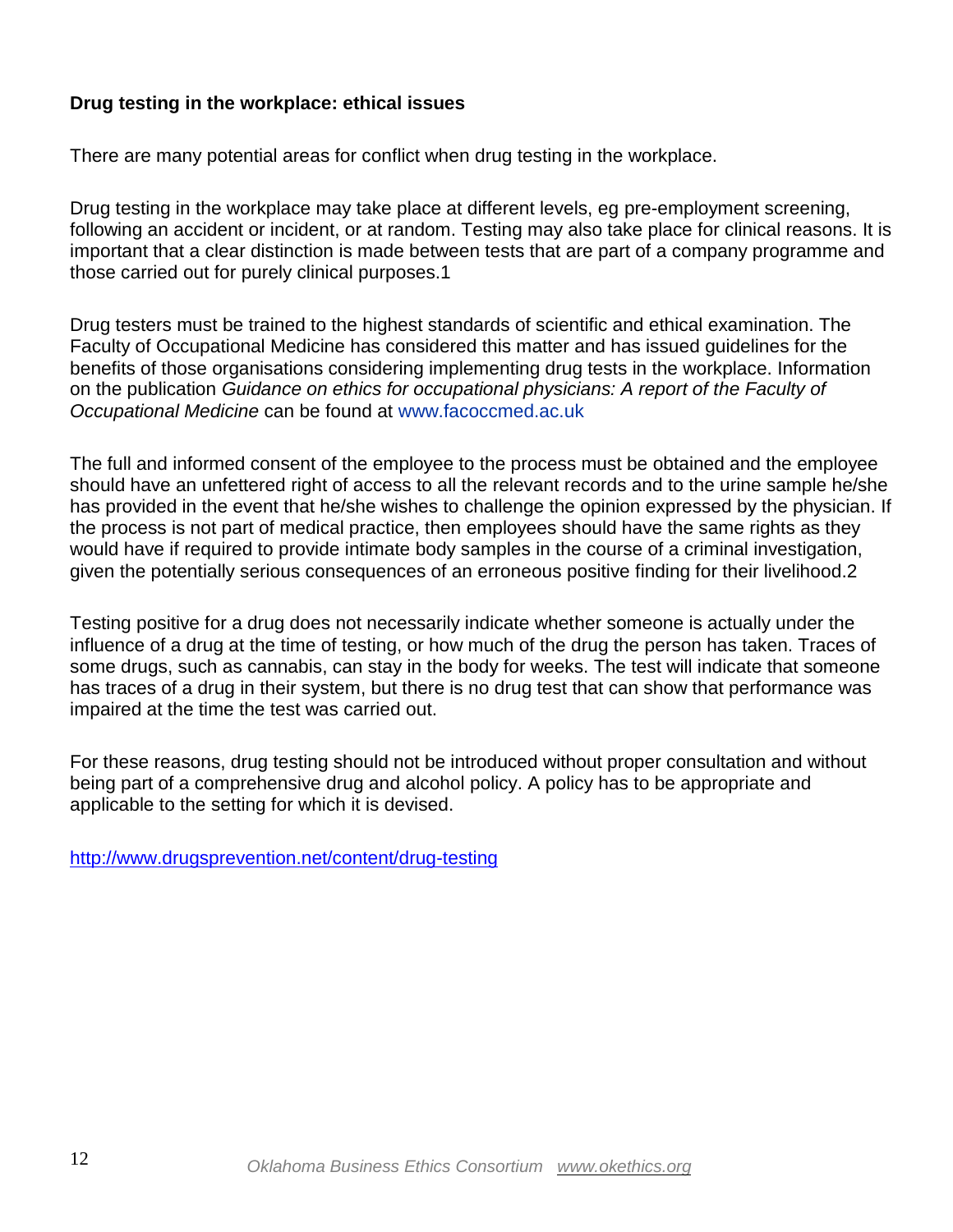**Drug testing in the workplace: ethical issues**

There are many potential areas for conflict when drug testing in the workplace.

Drug testing in the workplace may take place at different levels, eg pre-employment screening, following an accident or incident, or at random. Testing may also take place for clinical reasons. It is important that a clear distinction is made between tests that are part of a company programme and those carried out for purely clinical purposes.1

Drug testers must be trained to the highest standards of scientific and ethical examination. The Faculty of Occupational Medicine has considered this matter and has issued guidelines for the benefits of those organisations considering implementing drug tests in the workplace. Information on the publication *Guidance on ethics for occupational physicians: A report of the Faculty of Occupational Medicine* can be found at www.facoccmed.ac.uk

The full and informed consent of the employee to the process must be obtained and the employee should have an unfettered right of access to all the relevant records and to the urine sample he/she has provided in the event that he/she wishes to challenge the opinion expressed by the physician. If the process is not part of medical practice, then employees should have the same rights as they would have if required to provide intimate body samples in the course of a criminal investigation, given the potentially serious consequences of an erroneous positive finding for their livelihood.2

Testing positive for a drug does not necessarily indicate whether someone is actually under the influence of a drug at the time of testing, or how much of the drug the person has taken. Traces of some drugs, such as cannabis, can stay in the body for weeks. The test will indicate that someone has traces of a drug in their system, but there is no drug test that can show that performance was impaired at the time the test was carried out.

For these reasons, drug testing should not be introduced without proper consultation and without being part of a comprehensive drug and alcohol policy. A policy has to be appropriate and applicable to the setting for which it is devised.

http://www.drugsprevention.net/content/drug-testing